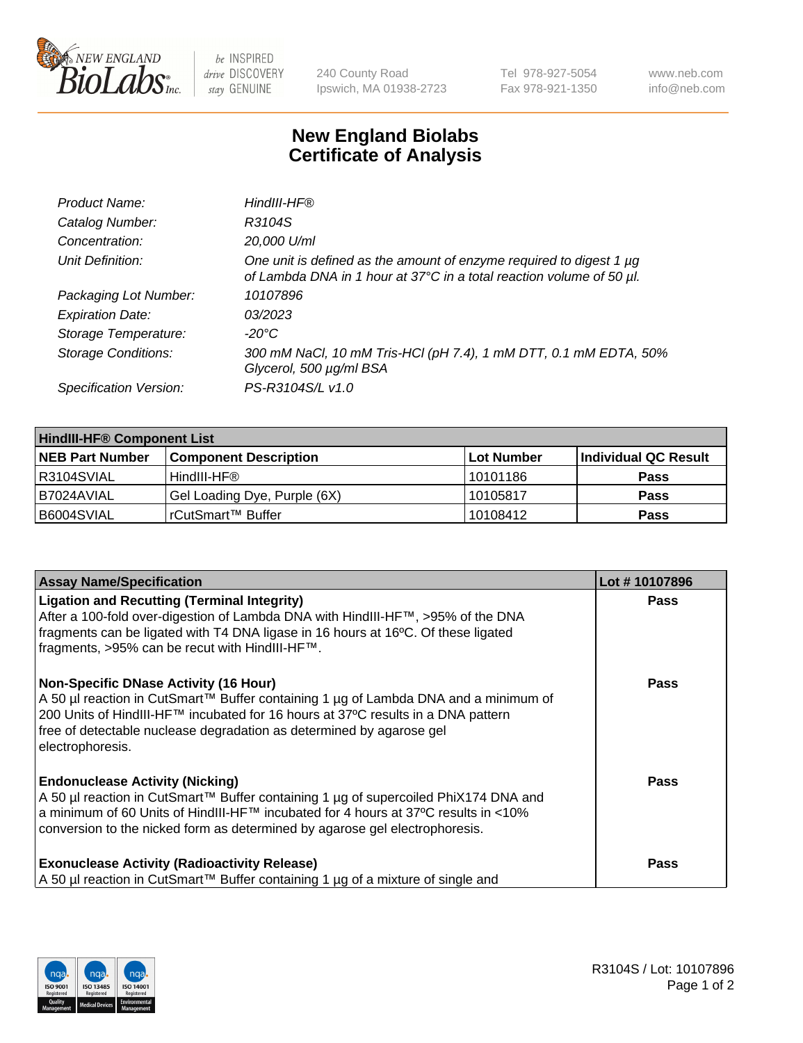# New England Biolabs
## Certificate of Analysis

| | |
|---|---|
| *Product Name:* | *HindIII-HF®* |
| *Catalog Number:* | *R3104S* |
| *Concentration:* | *20,000 U/ml* |
| *Unit Definition:* | *One unit is defined as the amount of enzyme required to digest 1 µg of Lambda DNA in 1 hour at 37°C in a total reaction volume of 50 µl.* |
| *Packaging Lot Number:* | *10107896* |
| *Expiration Date:* | *03/2023* |
| *Storage Temperature:* | *-20°C* |
| *Storage Conditions:* | *300 mM NaCl, 10 mM Tris-HCl (pH 7.4), 1 mM DTT, 0.1 mM EDTA, 50% Glycerol, 500 µg/ml BSA* |
| *Specification Version:* | *PS-R3104S/L v1.0* |

| **HindIII-HF® Component List** | | | |
|---|---|---|---|
| **NEB Part Number** | **Component Description** | **Lot Number** | **Individual QC Result** |
| R3104SVIAL | HindIII-HF® | 10101186 | **Pass** |
| B7024AVIAL | Gel Loading Dye, Purple (6X) | 10105817 | **Pass** |
| B6004SVIAL | rCutSmart™ Buffer | 10108412 | **Pass** |

| **Assay Name/Specification** | **Lot # 10107896** |
|---|---|
| **Ligation and Recutting (Terminal Integrity)**<br>After a 100-fold over-digestion of Lambda DNA with HindIII-HF™, >95% of the DNA fragments can be ligated with T4 DNA ligase in 16 hours at 16ºC. Of these ligated fragments, >95% can be recut with HindIII-HF™. | **Pass** |
| **Non-Specific DNase Activity (16 Hour)**<br>A 50 µl reaction in CutSmart™ Buffer containing 1 µg of Lambda DNA and a minimum of 200 Units of HindIII-HF™ incubated for 16 hours at 37ºC results in a DNA pattern free of detectable nuclease degradation as determined by agarose gel electrophoresis. | **Pass** |
| **Endonuclease Activity (Nicking)**<br>A 50 µl reaction in CutSmart™ Buffer containing 1 µg of supercoiled PhiX174 DNA and a minimum of 60 Units of HindIII-HF™ incubated for 4 hours at 37ºC results in <10% conversion to the nicked form as determined by agarose gel electrophoresis. | **Pass** |
| **Exonuclease Activity (Radioactivity Release)**<br>A 50 µl reaction in CutSmart™ Buffer containing 1 µg of a mixture of single and | **Pass** |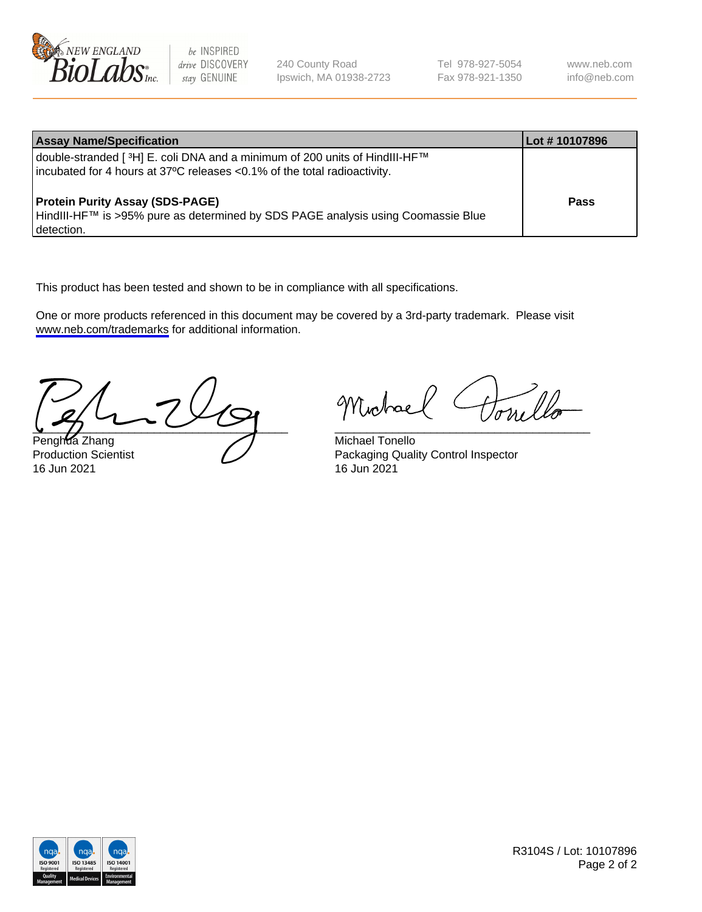| Assay Name/Specification | Lot # 10107896 |
| --- | --- |
| double-stranded [ $^3$H] E. coli DNA and a minimum of 200 units of HindIII-HF™ incubated for 4 hours at 37ºC releases <0.1% of the total radioactivity. | |
| **Protein Purity Assay (SDS-PAGE)** HindIII-HF™ is >95% pure as determined by SDS PAGE analysis using Coomassie Blue detection. | **Pass** |

This product has been tested and shown to be in compliance with all specifications.

One or more products referenced in this document may be covered by a 3rd-party trademark. Please visit www.neb.com/trademarks for additional information.

Penghua Zhang
Production Scientist
16 Jun 2021

Michael Tonello
Packaging Quality Control Inspector
16 Jun 2021

R3104S / Lot: 10107896